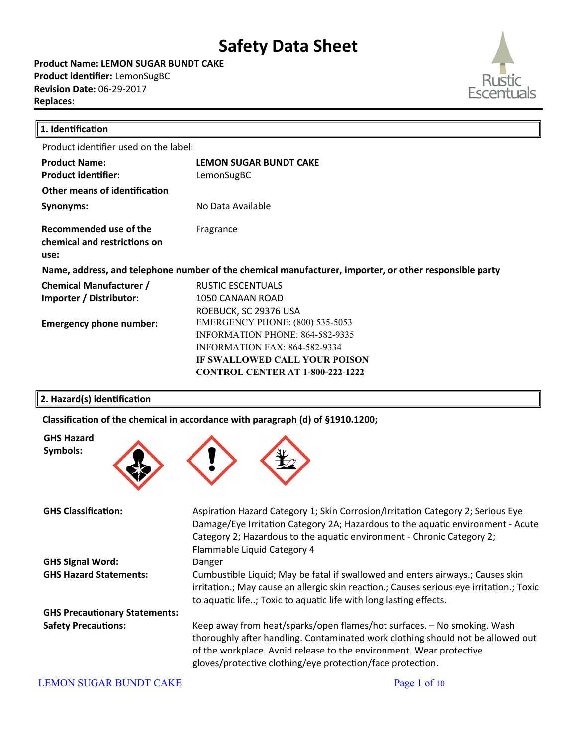# Safety Data Sheet

**Product Name: LEMON SUGAR BUNDT CAKE**
**Product identifier:** LemonSugBC
**Revision Date:** 06-29-2017
**Replaces:**

Rustic Escentuals

## 1. Identification

Product identifier used on the label:

| | |
|---|---|
| **Product Name:** | **LEMON SUGAR BUNDT CAKE** |
| **Product identifier:** | LemonSugBC |
| **Other means of identification** | |
| **Synonyms:** | No Data Available |
| **Recommended use of the chemical and restrictions on use:** | Fragrance |

**Name, address, and telephone number of the chemical manufacturer, importer, or other responsible party**

| | |
|---|---|
| **Chemical Manufacturer / Importer / Distributor:** | RUSTIC ESCENTUALS<br>1050 CANAAN ROAD<br>ROEBUCK, SC 29376 USA |
| **Emergency phone number:** | EMERGENCY PHONE: (800) 535-5053<br>INFORMATION PHONE: 864-582-9335<br>INFORMATION FAX: 864-582-9334<br>**IF SWALLOWED CALL YOUR POISON CONTROL CENTER AT 1-800-222-1222** |

## 2. Hazard(s) identification

**Classification of the chemical in accordance with paragraph (d) of §1910.1200;**

**GHS Hazard Symbols:**

| | |
|---|---|
| **GHS Classification:** | Aspiration Hazard Category 1; Skin Corrosion/Irritation Category 2; Serious Eye Damage/Eye Irritation Category 2A; Hazardous to the aquatic environment - Acute Category 2; Hazardous to the aquatic environment - Chronic Category 2; Flammable Liquid Category 4 |
| **GHS Signal Word:** | Danger |
| **GHS Hazard Statements:** | Cumbustible Liquid; May be fatal if swallowed and enters airways.; Causes skin irritation.; May cause an allergic skin reaction.; Causes serious eye irritation.; Toxic to aquatic life..; Toxic to aquatic life with long lasting effects. |
| **GHS Precautionary Statements:** | |
| **Safety Precautions:** | Keep away from heat/sparks/open flames/hot surfaces. – No smoking. Wash thoroughly after handling. Contaminated work clothing should not be allowed out of the workplace. Avoid release to the environment. Wear protective gloves/protective clothing/eye protection/face protection. |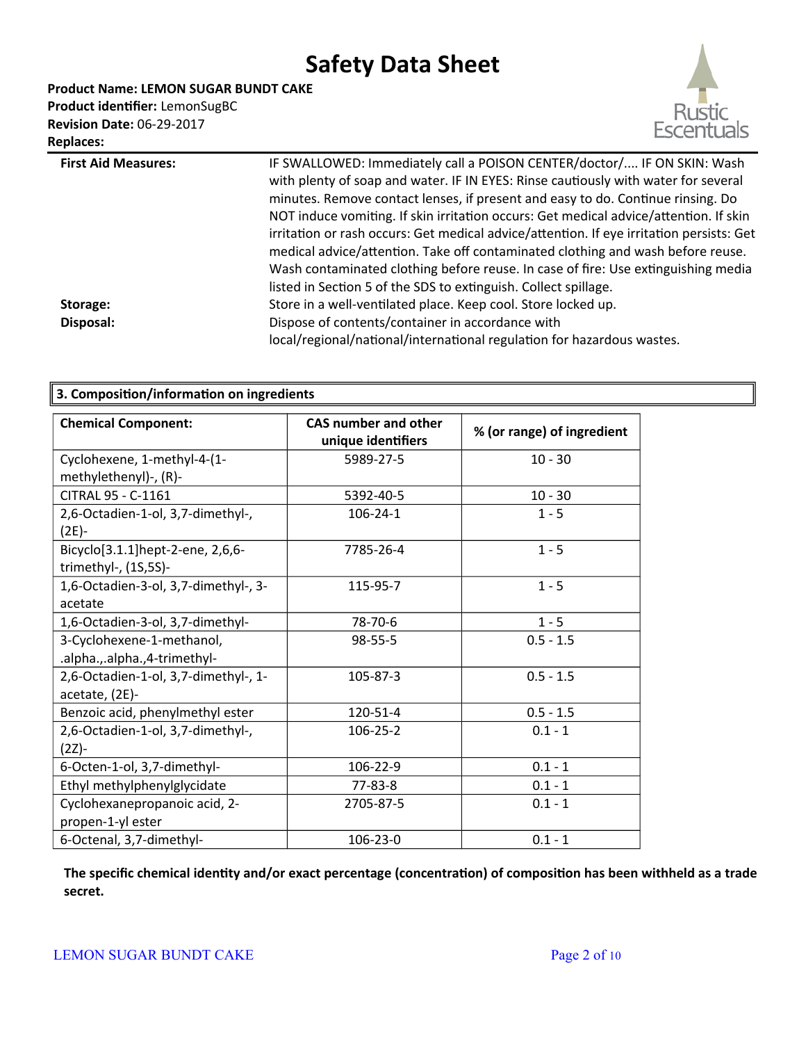**Product Name: LEMON SUGAR BUNDT CAKE**
**Product identifier:** LemonSugBC
**Revision Date:** 06-29-2017
**Replaces:**

**First Aid Measures:** IF SWALLOWED: Immediately call a POISON CENTER/doctor/.... IF ON SKIN: Wash with plenty of soap and water. IF IN EYES: Rinse cautiously with water for several minutes. Remove contact lenses, if present and easy to do. Continue rinsing. Do NOT induce vomiting. If skin irritation occurs: Get medical advice/attention. If skin irritation or rash occurs: Get medical advice/attention. If eye irritation persists: Get medical advice/attention. Take off contaminated clothing and wash before reuse. Wash contaminated clothing before reuse. In case of fire: Use extinguishing media listed in Section 5 of the SDS to extinguish. Collect spillage.

**Storage:** Store in a well-ventilated place. Keep cool. Store locked up.

**Disposal:** Dispose of contents/container in accordance with local/regional/national/international regulation for hazardous wastes.

## 3. Composition/information on ingredients

| Chemical Component: | CAS number and other unique identifiers | % (or range) of ingredient |
|---|---|---|
| Cyclohexene, 1-methyl-4-(1-methylethenyl)-, (R)- | 5989-27-5 | 10 - 30 |
| CITRAL 95 - C-1161 | 5392-40-5 | 10 - 30 |
| 2,6-Octadien-1-ol, 3,7-dimethyl-, (2E)- | 106-24-1 | 1 - 5 |
| Bicyclo[3.1.1]hept-2-ene, 2,6,6-trimethyl-, (1S,5S)- | 7785-26-4 | 1 - 5 |
| 1,6-Octadien-3-ol, 3,7-dimethyl-, 3-acetate | 115-95-7 | 1 - 5 |
| 1,6-Octadien-3-ol, 3,7-dimethyl- | 78-70-6 | 1 - 5 |
| 3-Cyclohexene-1-methanol, .alpha.,.alpha.,4-trimethyl- | 98-55-5 | 0.5 - 1.5 |
| 2,6-Octadien-1-ol, 3,7-dimethyl-, 1-acetate, (2E)- | 105-87-3 | 0.5 - 1.5 |
| Benzoic acid, phenylmethyl ester | 120-51-4 | 0.5 - 1.5 |
| 2,6-Octadien-1-ol, 3,7-dimethyl-, (2Z)- | 106-25-2 | 0.1 - 1 |
| 6-Octen-1-ol, 3,7-dimethyl- | 106-22-9 | 0.1 - 1 |
| Ethyl methylphenylglycidate | 77-83-8 | 0.1 - 1 |
| Cyclohexanepropanoic acid, 2-propen-1-yl ester | 2705-87-5 | 0.1 - 1 |
| 6-Octenal, 3,7-dimethyl- | 106-23-0 | 0.1 - 1 |

**The specific chemical identity and/or exact percentage (concentration) of composition has been withheld as a trade secret.**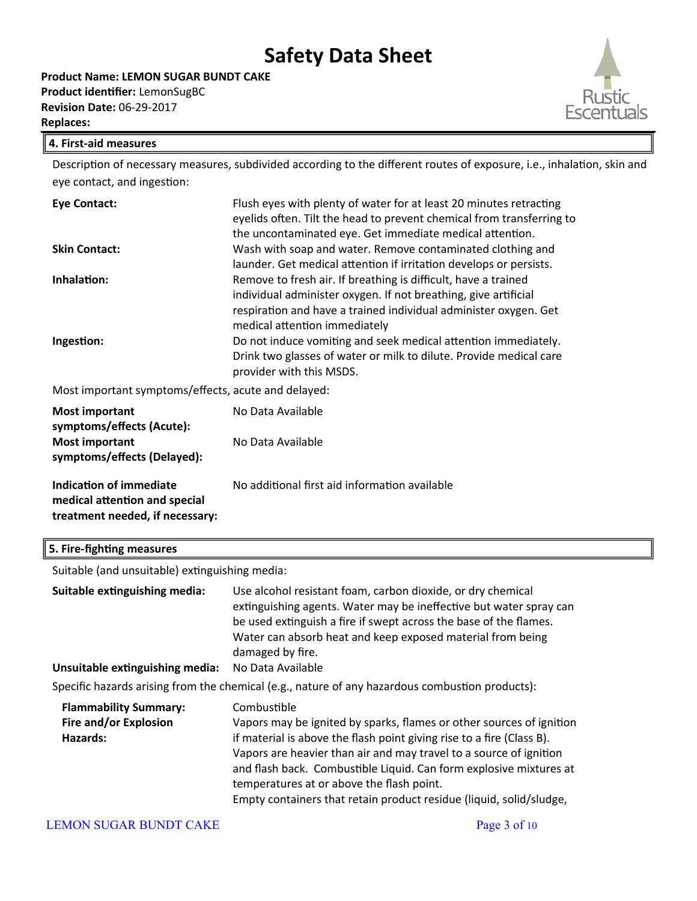# Safety Data Sheet

**Product Name: LEMON SUGAR BUNDT CAKE**
**Product identifier:** LemonSugBC
**Revision Date:** 06-29-2017
**Replaces:**

## 4. First-aid measures

Description of necessary measures, subdivided according to the different routes of exposure, i.e., inhalation, skin and eye contact, and ingestion:

**Eye Contact:** Flush eyes with plenty of water for at least 20 minutes retracting eyelids often. Tilt the head to prevent chemical from transferring to the uncontaminated eye. Get immediate medical attention.

**Skin Contact:** Wash with soap and water. Remove contaminated clothing and launder. Get medical attention if irritation develops or persists.

**Inhalation:** Remove to fresh air. If breathing is difficult, have a trained individual administer oxygen. If not breathing, give artificial respiration and have a trained individual administer oxygen. Get medical attention immediately

**Ingestion:** Do not induce vomiting and seek medical attention immediately. Drink two glasses of water or milk to dilute. Provide medical care provider with this MSDS.

Most important symptoms/effects, acute and delayed:

**Most important symptoms/effects (Acute):** No Data Available

**Most important symptoms/effects (Delayed):** No Data Available

**Indication of immediate medical attention and special treatment needed, if necessary:** No additional first aid information available

## 5. Fire-fighting measures

Suitable (and unsuitable) extinguishing media:

**Suitable extinguishing media:** Use alcohol resistant foam, carbon dioxide, or dry chemical extinguishing agents. Water may be ineffective but water spray can be used extinguish a fire if swept across the base of the flames. Water can absorb heat and keep exposed material from being damaged by fire.

**Unsuitable extinguishing media:** No Data Available

Specific hazards arising from the chemical (e.g., nature of any hazardous combustion products):

**Flammability Summary:** Combustible

**Fire and/or Explosion Hazards:** Vapors may be ignited by sparks, flames or other sources of ignition if material is above the flash point giving rise to a fire (Class B). Vapors are heavier than air and may travel to a source of ignition and flash back. Combustible Liquid. Can form explosive mixtures at temperatures at or above the flash point.
Empty containers that retain product residue (liquid, solid/sludge,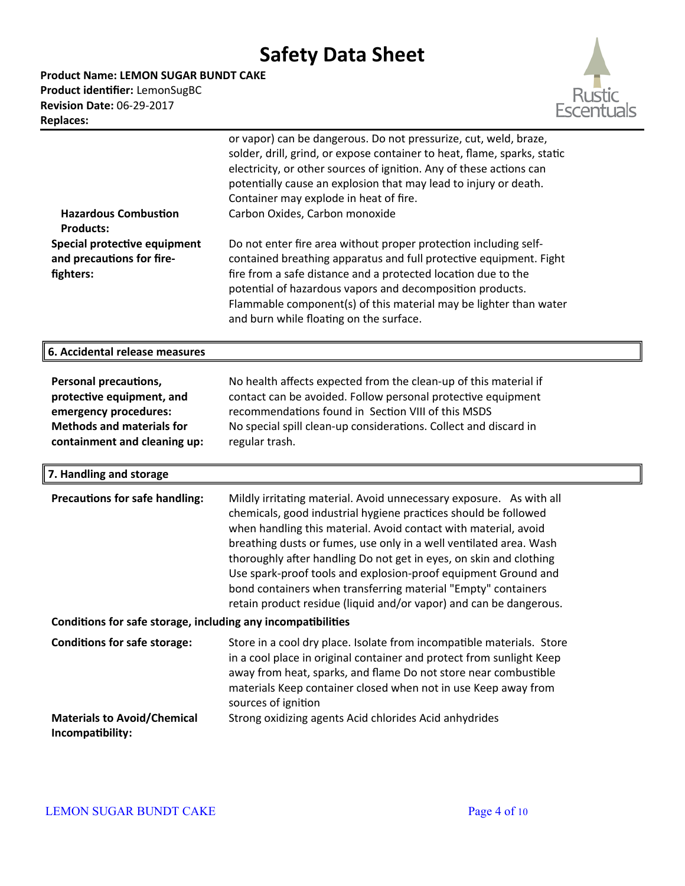| | |
|---|---|
| | or vapor) can be dangerous. Do not pressurize, cut, weld, braze, solder, drill, grind, or expose container to heat, flame, sparks, static electricity, or other sources of ignition. Any of these actions can potentially cause an explosion that may lead to injury or death. Container may explode in heat of fire. |
| **Hazardous Combustion Products:** | Carbon Oxides, Carbon monoxide |
| **Special protective equipment and precautions for fire-fighters:** | Do not enter fire area without proper protection including self-contained breathing apparatus and full protective equipment. Fight fire from a safe distance and a protected location due to the potential of hazardous vapors and decomposition products. Flammable component(s) of this material may be lighter than water and burn while floating on the surface. |

## 6. Accidental release measures

| | |
|---|---|
| **Personal precautions, protective equipment, and emergency procedures:** | No health affects expected from the clean-up of this material if contact can be avoided. Follow personal protective equipment recommendations found in Section VIII of this MSDS |
| **Methods and materials for containment and cleaning up:** | No special spill clean-up considerations. Collect and discard in regular trash. |

## 7. Handling and storage

| | |
|---|---|
| **Precautions for safe handling:** | Mildly irritating material. Avoid unnecessary exposure. As with all chemicals, good industrial hygiene practices should be followed when handling this material. Avoid contact with material, avoid breathing dusts or fumes, use only in a well ventilated area. Wash thoroughly after handling Do not get in eyes, on skin and clothing Use spark-proof tools and explosion-proof equipment Ground and bond containers when transferring material "Empty" containers retain product residue (liquid and/or vapor) and can be dangerous. |

**Conditions for safe storage, including any incompatibilities**

| | |
|---|---|
| **Conditions for safe storage:** | Store in a cool dry place. Isolate from incompatible materials. Store in a cool place in original container and protect from sunlight Keep away from heat, sparks, and flame Do not store near combustible materials Keep container closed when not in use Keep away from sources of ignition |
| **Materials to Avoid/Chemical Incompatibility:** | Strong oxidizing agents Acid chlorides Acid anhydrides |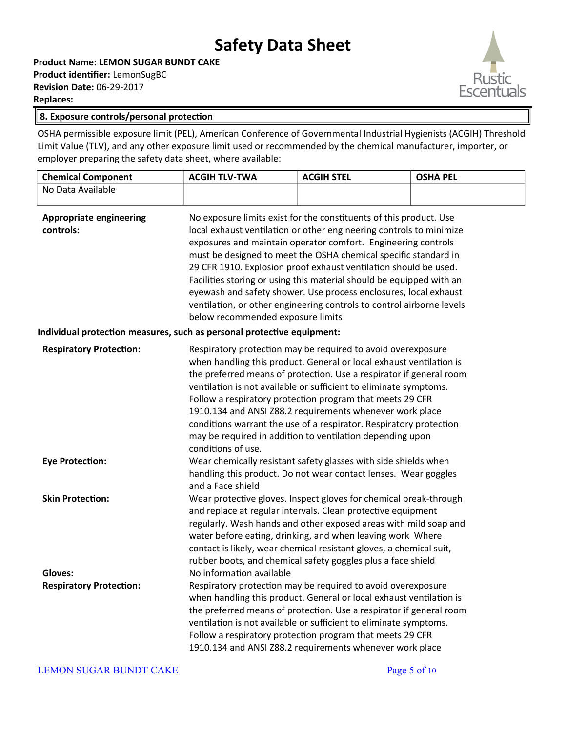# Safety Data Sheet

**Product Name: LEMON SUGAR BUNDT CAKE**
**Product identifier:** LemonSugBC
**Revision Date:** 06-29-2017
**Replaces:**

## 8. Exposure controls/personal protection

OSHA permissible exposure limit (PEL), American Conference of Governmental Industrial Hygienists (ACGIH) Threshold Limit Value (TLV), and any other exposure limit used or recommended by the chemical manufacturer, importer, or employer preparing the safety data sheet, where available:

| Chemical Component | ACGIH TLV-TWA | ACGIH STEL | OSHA PEL |
|---|---|---|---|
| No Data Available | | | |

**Appropriate engineering controls:** No exposure limits exist for the constituents of this product. Use local exhaust ventilation or other engineering controls to minimize exposures and maintain operator comfort. Engineering controls must be designed to meet the OSHA chemical specific standard in 29 CFR 1910. Explosion proof exhaust ventilation should be used. Facilities storing or using this material should be equipped with an eyewash and safety shower. Use process enclosures, local exhaust ventilation, or other engineering controls to control airborne levels below recommended exposure limits

**Individual protection measures, such as personal protective equipment:**

**Respiratory Protection:** Respiratory protection may be required to avoid overexposure when handling this product. General or local exhaust ventilation is the preferred means of protection. Use a respirator if general room ventilation is not available or sufficient to eliminate symptoms. Follow a respiratory protection program that meets 29 CFR 1910.134 and ANSI Z88.2 requirements whenever work place conditions warrant the use of a respirator. Respiratory protection may be required in addition to ventilation depending upon conditions of use.

**Eye Protection:** Wear chemically resistant safety glasses with side shields when handling this product. Do not wear contact lenses. Wear goggles and a Face shield

**Skin Protection:** Wear protective gloves. Inspect gloves for chemical break-through and replace at regular intervals. Clean protective equipment regularly. Wash hands and other exposed areas with mild soap and water before eating, drinking, and when leaving work Where contact is likely, wear chemical resistant gloves, a chemical suit, rubber boots, and chemical safety goggles plus a face shield

**Gloves:** No information available

**Respiratory Protection:** Respiratory protection may be required to avoid overexposure when handling this product. General or local exhaust ventilation is the preferred means of protection. Use a respirator if general room ventilation is not available or sufficient to eliminate symptoms. Follow a respiratory protection program that meets 29 CFR 1910.134 and ANSI Z88.2 requirements whenever work place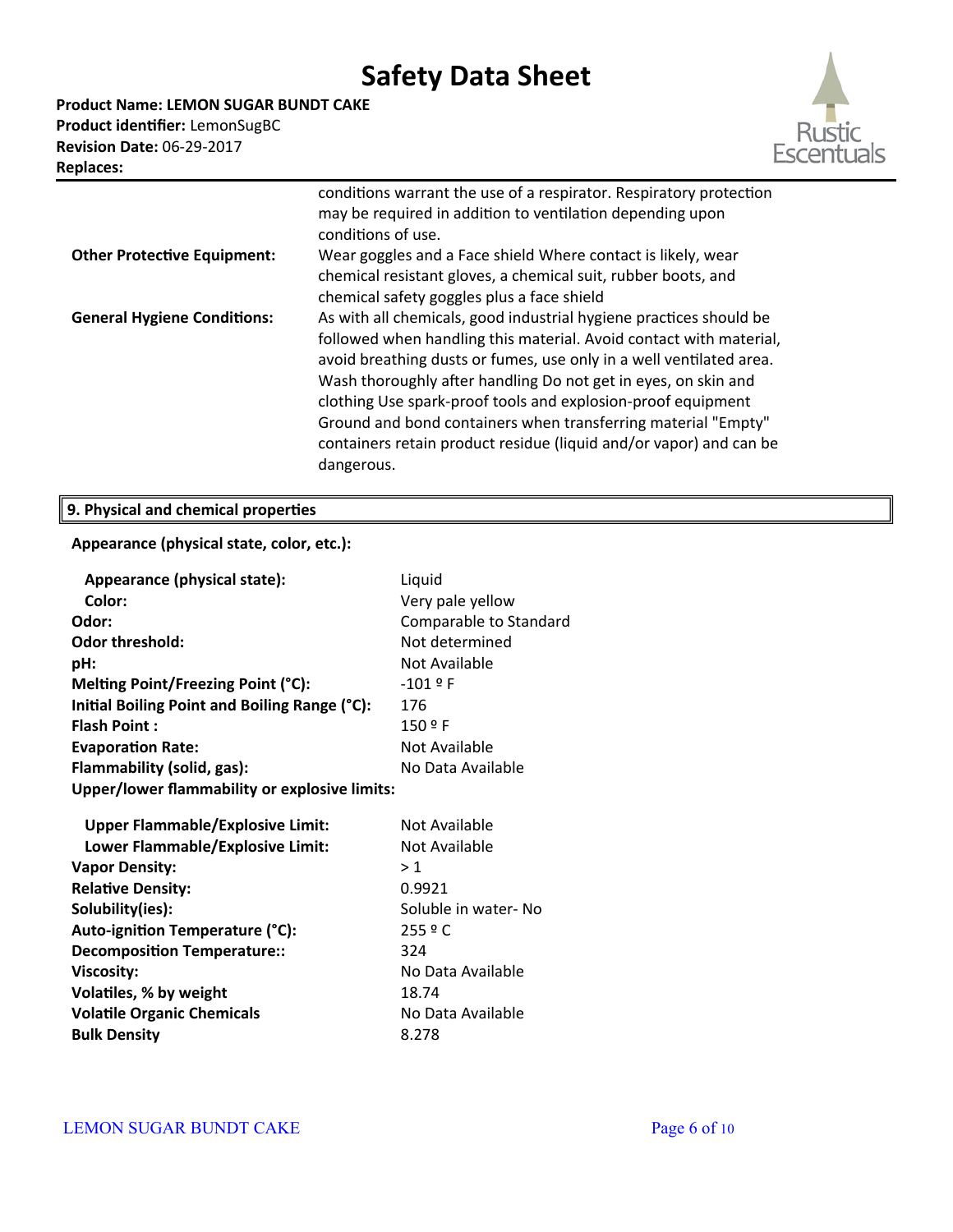# Safety Data Sheet

**Product Name: LEMON SUGAR BUNDT CAKE**
**Product identifier:** LemonSugBC
**Revision Date:** 06-29-2017
**Replaces:**

| | |
|---|---|
| | conditions warrant the use of a respirator. Respiratory protection may be required in addition to ventilation depending upon conditions of use. |
| **Other Protective Equipment:** | Wear goggles and a Face shield Where contact is likely, wear chemical resistant gloves, a chemical suit, rubber boots, and chemical safety goggles plus a face shield |
| **General Hygiene Conditions:** | As with all chemicals, good industrial hygiene practices should be followed when handling this material. Avoid contact with material, avoid breathing dusts or fumes, use only in a well ventilated area. Wash thoroughly after handling Do not get in eyes, on skin and clothing Use spark-proof tools and explosion-proof equipment Ground and bond containers when transferring material "Empty" containers retain product residue (liquid and/or vapor) and can be dangerous. |

## 9. Physical and chemical properties

**Appearance (physical state, color, etc.):**

| | |
|---|---|
| **Appearance (physical state):** | Liquid |
| **Color:** | Very pale yellow |
| **Odor:** | Comparable to Standard |
| **Odor threshold:** | Not determined |
| **pH:** | Not Available |
| **Melting Point/Freezing Point (°C):** | -101 º F |
| **Initial Boiling Point and Boiling Range (°C):** | 176 |
| **Flash Point :** | 150 º F |
| **Evaporation Rate:** | Not Available |
| **Flammability (solid, gas):** | No Data Available |
| **Upper/lower flammability or explosive limits:** | |
| **Upper Flammable/Explosive Limit:** | Not Available |
| **Lower Flammable/Explosive Limit:** | Not Available |
| **Vapor Density:** | > 1 |
| **Relative Density:** | 0.9921 |
| **Solubility(ies):** | Soluble in water- No |
| **Auto-ignition Temperature (°C):** | 255 º C |
| **Decomposition Temperature::** | 324 |
| **Viscosity:** | No Data Available |
| **Volatiles, % by weight** | 18.74 |
| **Volatile Organic Chemicals** | No Data Available |
| **Bulk Density** | 8.278 |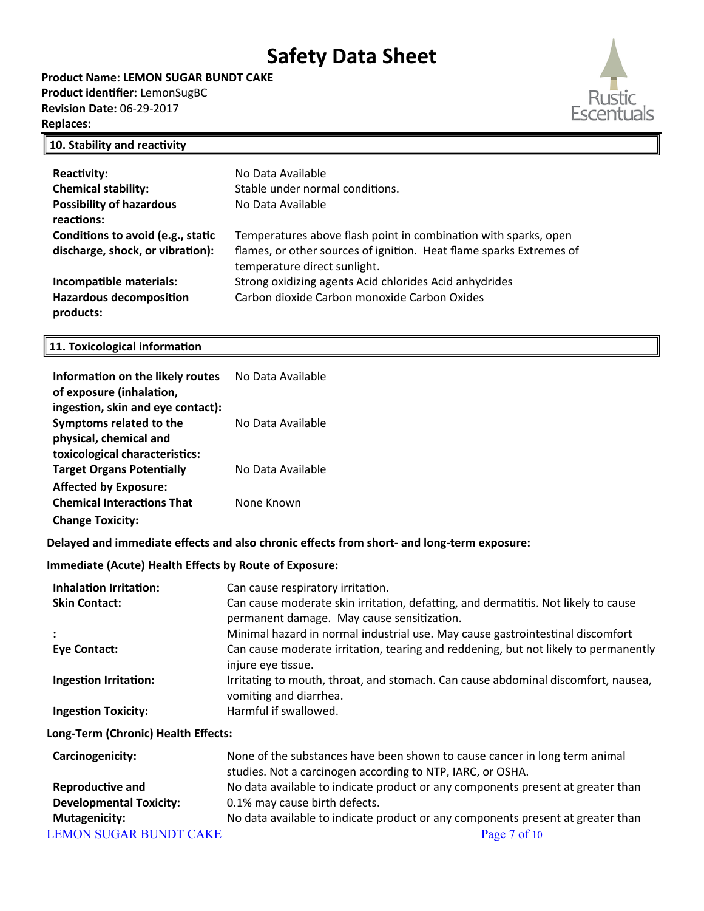# Safety Data Sheet

**Product Name: LEMON SUGAR BUNDT CAKE**
**Product identifier:** LemonSugBC
**Revision Date:** 06-29-2017
**Replaces:**

## 10. Stability and reactivity

| | |
|---|---|
| **Reactivity:** | No Data Available |
| **Chemical stability:** | Stable under normal conditions. |
| **Possibility of hazardous reactions:** | No Data Available |
| **Conditions to avoid (e.g., static discharge, shock, or vibration):** | Temperatures above flash point in combination with sparks, open flames, or other sources of ignition. Heat flame sparks Extremes of temperature direct sunlight. |
| **Incompatible materials:** | Strong oxidizing agents Acid chlorides Acid anhydrides |
| **Hazardous decomposition products:** | Carbon dioxide Carbon monoxide Carbon Oxides |

## 11. Toxicological information

| | |
|---|---|
| **Information on the likely routes of exposure (inhalation, ingestion, skin and eye contact):** | No Data Available |
| **Symptoms related to the physical, chemical and toxicological characteristics:** | No Data Available |
| **Target Organs Potentially Affected by Exposure:** | No Data Available |
| **Chemical Interactions That Change Toxicity:** | None Known |

**Delayed and immediate effects and also chronic effects from short- and long-term exposure:**

**Immediate (Acute) Health Effects by Route of Exposure:**

| | |
|---|---|
| **Inhalation Irritation:** | Can cause respiratory irritation. |
| **Skin Contact:** | Can cause moderate skin irritation, defatting, and dermatitis. Not likely to cause permanent damage. May cause sensitization. |
| **:** | Minimal hazard in normal industrial use. May cause gastrointestinal discomfort |
| **Eye Contact:** | Can cause moderate irritation, tearing and reddening, but not likely to permanently injure eye tissue. |
| **Ingestion Irritation:** | Irritating to mouth, throat, and stomach. Can cause abdominal discomfort, nausea, vomiting and diarrhea. |
| **Ingestion Toxicity:** | Harmful if swallowed. |

**Long-Term (Chronic) Health Effects:**

| | |
|---|---|
| **Carcinogenicity:** | None of the substances have been shown to cause cancer in long term animal studies. Not a carcinogen according to NTP, IARC, or OSHA. |
| **Reproductive and Developmental Toxicity:** | No data available to indicate product or any components present at greater than 0.1% may cause birth defects. |
| **Mutagenicity:** | No data available to indicate product or any components present at greater than |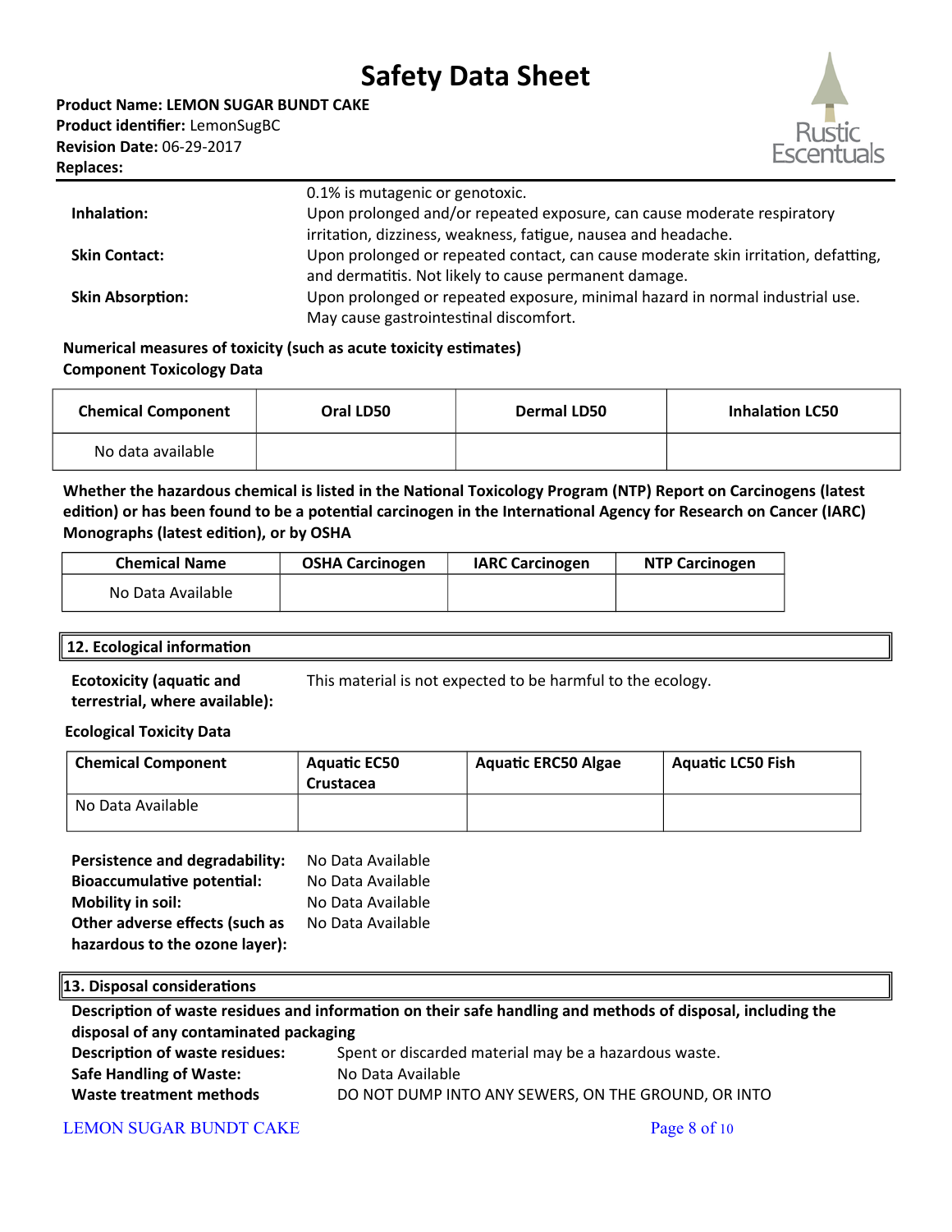0.1% is mutagenic or genotoxic.

**Inhalation:** Upon prolonged and/or repeated exposure, can cause moderate respiratory irritation, dizziness, weakness, fatigue, nausea and headache.

**Skin Contact:** Upon prolonged or repeated contact, can cause moderate skin irritation, defatting, and dermatitis. Not likely to cause permanent damage.

**Skin Absorption:** Upon prolonged or repeated exposure, minimal hazard in normal industrial use. May cause gastrointestinal discomfort.

**Numerical measures of toxicity (such as acute toxicity estimates)**
**Component Toxicology Data**

| Chemical Component | Oral LD50 | Dermal LD50 | Inhalation LC50 |
|---|---|---|---|
| No data available | | | |

**Whether the hazardous chemical is listed in the National Toxicology Program (NTP) Report on Carcinogens (latest edition) or has been found to be a potential carcinogen in the International Agency for Research on Cancer (IARC) Monographs (latest edition), or by OSHA**

| Chemical Name | OSHA Carcinogen | IARC Carcinogen | NTP Carcinogen |
|---|---|---|---|
| No Data Available | | | |

## 12. Ecological information

**Ecotoxicity (aquatic and terrestrial, where available):** This material is not expected to be harmful to the ecology.

**Ecological Toxicity Data**

| Chemical Component | Aquatic EC50 Crustacea | Aquatic ERC50 Algae | Aquatic LC50 Fish |
|---|---|---|---|
| No Data Available | | | |

**Persistence and degradability:** No Data Available
**Bioaccumulative potential:** No Data Available
**Mobility in soil:** No Data Available
**Other adverse effects (such as hazardous to the ozone layer):** No Data Available

## 13. Disposal considerations

**Description of waste residues and information on their safe handling and methods of disposal, including the disposal of any contaminated packaging**

**Description of waste residues:** Spent or discarded material may be a hazardous waste.
**Safe Handling of Waste:** No Data Available
**Waste treatment methods** DO NOT DUMP INTO ANY SEWERS, ON THE GROUND, OR INTO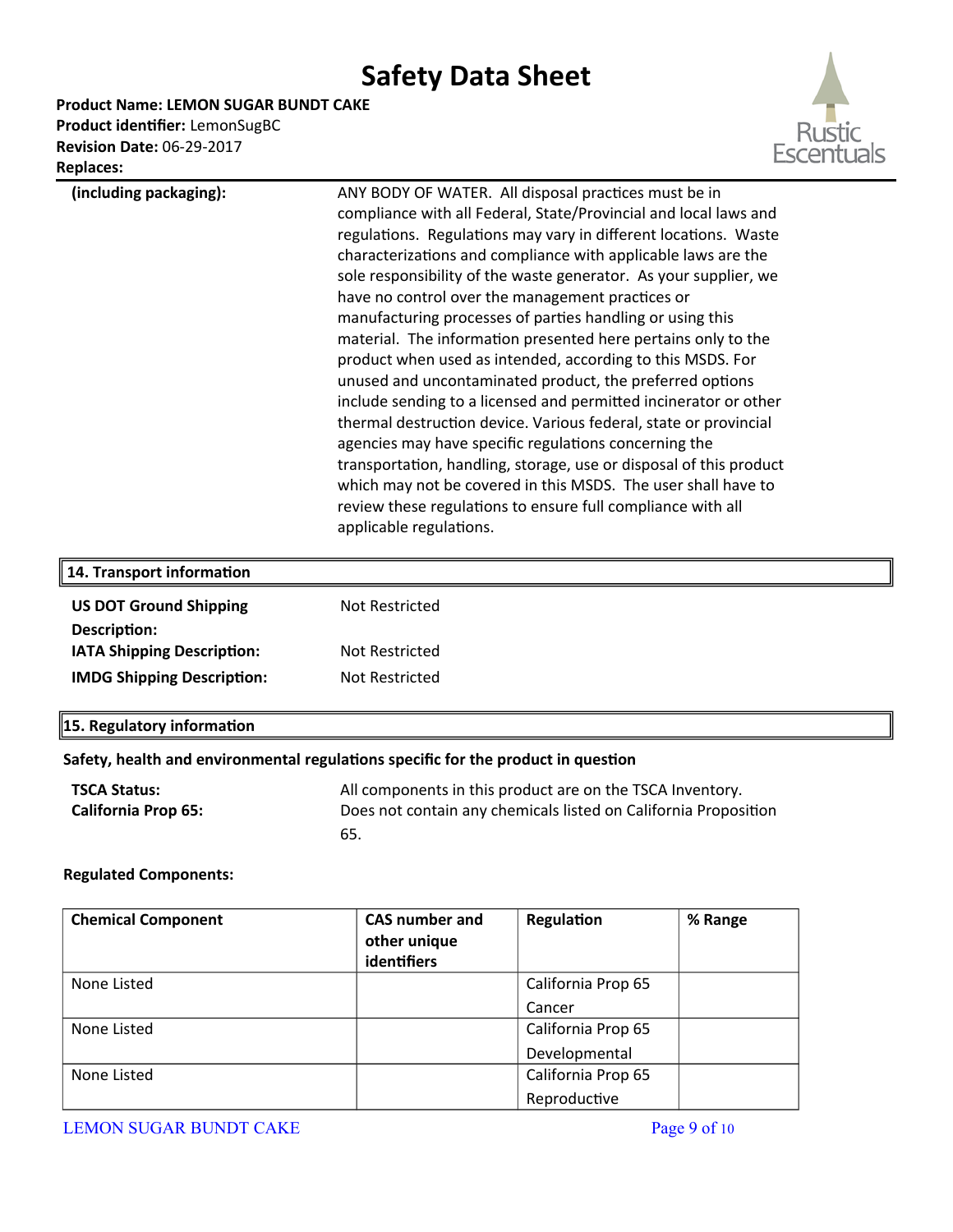| | |
|---|---|
| **(including packaging):** | ANY BODY OF WATER. All disposal practices must be in compliance with all Federal, State/Provincial and local laws and regulations. Regulations may vary in different locations. Waste characterizations and compliance with applicable laws are the sole responsibility of the waste generator. As your supplier, we have no control over the management practices or manufacturing processes of parties handling or using this material. The information presented here pertains only to the product when used as intended, according to this MSDS. For unused and uncontaminated product, the preferred options include sending to a licensed and permitted incinerator or other thermal destruction device. Various federal, state or provincial agencies may have specific regulations concerning the transportation, handling, storage, use or disposal of this product which may not be covered in this MSDS. The user shall have to review these regulations to ensure full compliance with all applicable regulations. |

## 14. Transport information

**US DOT Ground Shipping Description:** Not Restricted

**IATA Shipping Description:** Not Restricted

**IMDG Shipping Description:** Not Restricted

## 15. Regulatory information

**Safety, health and environmental regulations specific for the product in question**

**TSCA Status:** All components in this product are on the TSCA Inventory.

**California Prop 65:** Does not contain any chemicals listed on California Proposition 65.

**Regulated Components:**

| Chemical Component | CAS number and other unique identifiers | Regulation | % Range |
|---|---|---|---|
| None Listed | | California Prop 65 Cancer | |
| None Listed | | California Prop 65 Developmental | |
| None Listed | | California Prop 65 Reproductive | |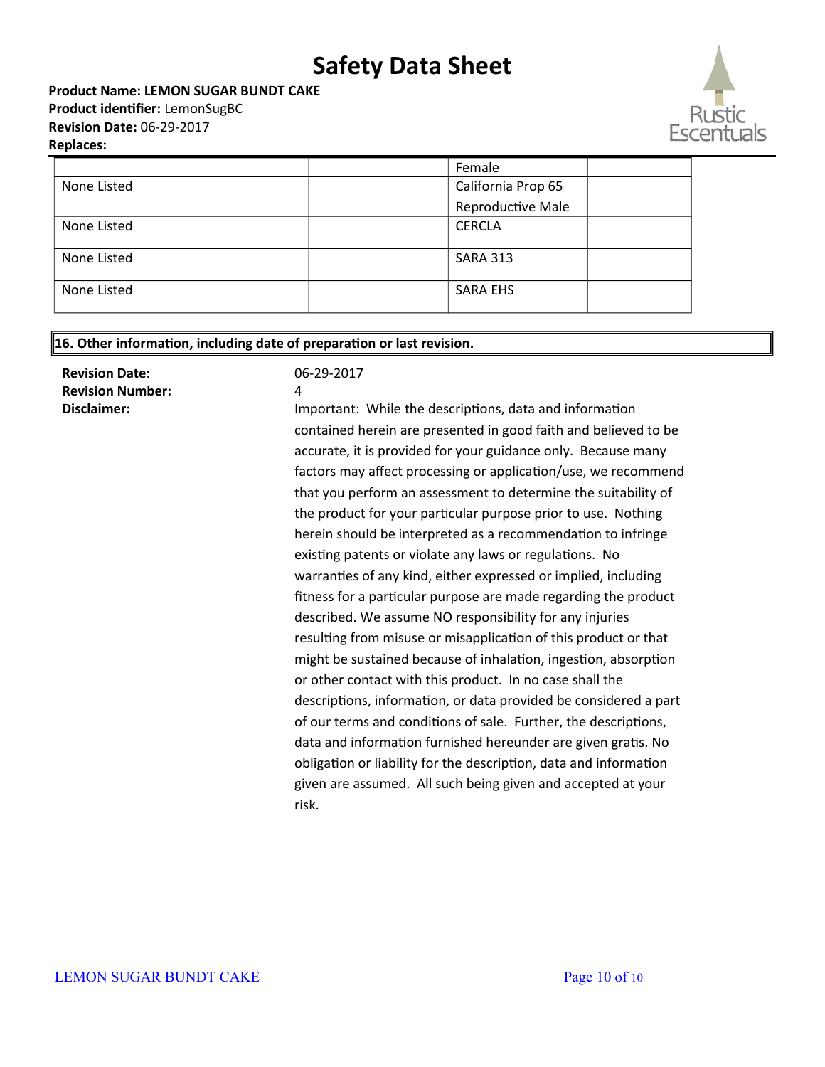| | | | |
|---|---|---|---|
| | | Female | |
| None Listed | | California Prop 65 Reproductive Male | |
| None Listed | | CERCLA | |
| None Listed | | SARA 313 | |
| None Listed | | SARA EHS | |

## 16. Other information, including date of preparation or last revision.

**Revision Date:** 06-29-2017

**Revision Number:** 4

**Disclaimer:** Important: While the descriptions, data and information contained herein are presented in good faith and believed to be accurate, it is provided for your guidance only. Because many factors may affect processing or application/use, we recommend that you perform an assessment to determine the suitability of the product for your particular purpose prior to use. Nothing herein should be interpreted as a recommendation to infringe existing patents or violate any laws or regulations. No warranties of any kind, either expressed or implied, including fitness for a particular purpose are made regarding the product described. We assume NO responsibility for any injuries resulting from misuse or misapplication of this product or that might be sustained because of inhalation, ingestion, absorption or other contact with this product. In no case shall the descriptions, information, or data provided be considered a part of our terms and conditions of sale. Further, the descriptions, data and information furnished hereunder are given gratis. No obligation or liability for the description, data and information given are assumed. All such being given and accepted at your risk.